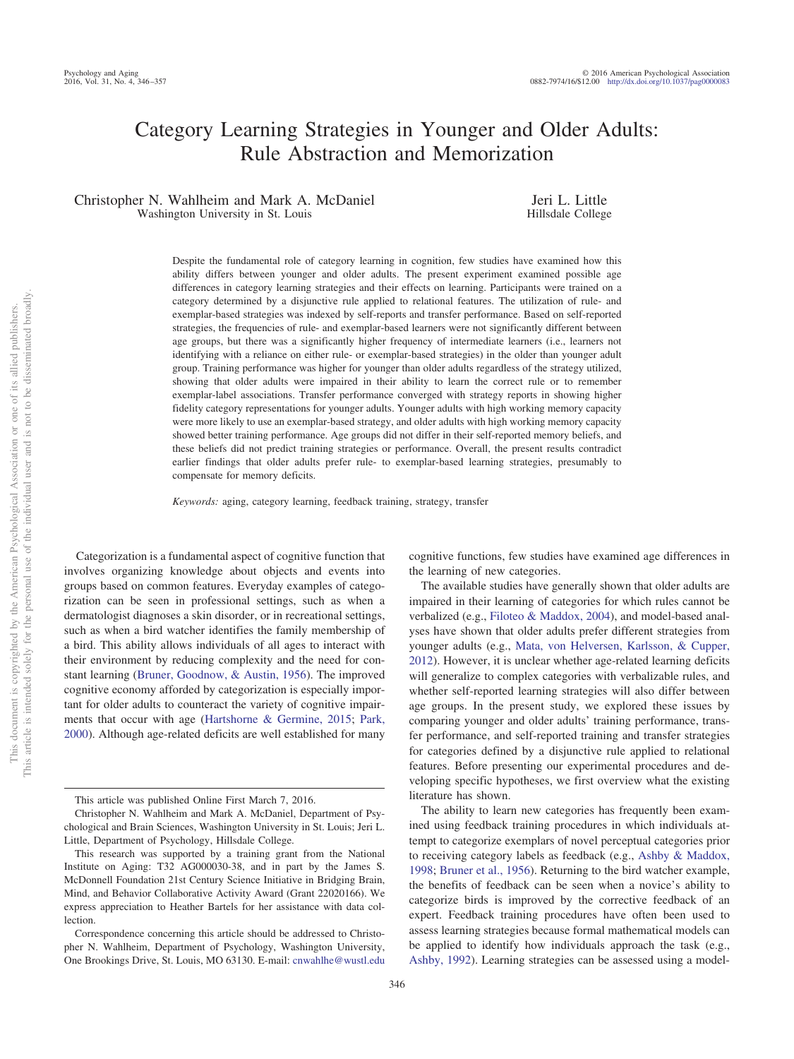# Category Learning Strategies in Younger and Older Adults: Rule Abstraction and Memorization

Christopher N. Wahlheim and Mark A. McDaniel
Washington University in St. Louis

Jeri L. Little
Hillsdale College

Despite the fundamental role of category learning in cognition, few studies have examined how this ability differs between younger and older adults. The present experiment examined possible age differences in category learning strategies and their effects on learning. Participants were trained on a category determined by a disjunctive rule applied to relational features. The utilization of rule- and exemplar-based strategies was indexed by self-reports and transfer performance. Based on self-reported strategies, the frequencies of rule- and exemplar-based learners were not significantly different between age groups, but there was a significantly higher frequency of intermediate learners (i.e., learners not identifying with a reliance on either rule- or exemplar-based strategies) in the older than younger adult group. Training performance was higher for younger than older adults regardless of the strategy utilized, showing that older adults were impaired in their ability to learn the correct rule or to remember exemplar-label associations. Transfer performance converged with strategy reports in showing higher fidelity category representations for younger adults. Younger adults with high working memory capacity were more likely to use an exemplar-based strategy, and older adults with high working memory capacity showed better training performance. Age groups did not differ in their self-reported memory beliefs, and these beliefs did not predict training strategies or performance. Overall, the present results contradict earlier findings that older adults prefer rule- to exemplar-based learning strategies, presumably to compensate for memory deficits.

*Keywords:* aging, category learning, feedback training, strategy, transfer

Categorization is a fundamental aspect of cognitive function that involves organizing knowledge about objects and events into groups based on common features. Everyday examples of categorization can be seen in professional settings, such as when a dermatologist diagnoses a skin disorder, or in recreational settings, such as when a bird watcher identifies the family membership of a bird. This ability allows individuals of all ages to interact with their environment by reducing complexity and the need for constant learning (Bruner, Goodnow, & Austin, 1956). The improved cognitive economy afforded by categorization is especially important for older adults to counteract the variety of cognitive impairments that occur with age (Hartshorne & Germine, 2015; Park, 2000). Although age-related deficits are well established for many cognitive functions, few studies have examined age differences in the learning of new categories.

The available studies have generally shown that older adults are impaired in their learning of categories for which rules cannot be verbalized (e.g., Filoteo & Maddox, 2004), and model-based analyses have shown that older adults prefer different strategies from younger adults (e.g., Mata, von Helversen, Karlsson, & Cupper, 2012). However, it is unclear whether age-related learning deficits will generalize to complex categories with verbalizable rules, and whether self-reported learning strategies will also differ between age groups. In the present study, we explored these issues by comparing younger and older adults' training performance, transfer performance, and self-reported training and transfer strategies for categories defined by a disjunctive rule applied to relational features. Before presenting our experimental procedures and developing specific hypotheses, we first overview what the existing literature has shown.

The ability to learn new categories has frequently been examined using feedback training procedures in which individuals attempt to categorize exemplars of novel perceptual categories prior to receiving category labels as feedback (e.g., Ashby & Maddox, 1998; Bruner et al., 1956). Returning to the bird watcher example, the benefits of feedback can be seen when a novice's ability to categorize birds is improved by the corrective feedback of an expert. Feedback training procedures have often been used to assess learning strategies because formal mathematical models can be applied to identify how individuals approach the task (e.g., Ashby, 1992). Learning strategies can be assessed using a model-

---

This article was published Online First March 7, 2016.

Christopher N. Wahlheim and Mark A. McDaniel, Department of Psychological and Brain Sciences, Washington University in St. Louis; Jeri L. Little, Department of Psychology, Hillsdale College.

This research was supported by a training grant from the National Institute on Aging: T32 AG000030-38, and in part by the James S. McDonnell Foundation 21st Century Science Initiative in Bridging Brain, Mind, and Behavior Collaborative Activity Award (Grant 22020166). We express appreciation to Heather Bartels for her assistance with data collection.

Correspondence concerning this article should be addressed to Christopher N. Wahlheim, Department of Psychology, Washington University, One Brookings Drive, St. Louis, MO 63130. E-mail: cnwahlhe@wustl.edu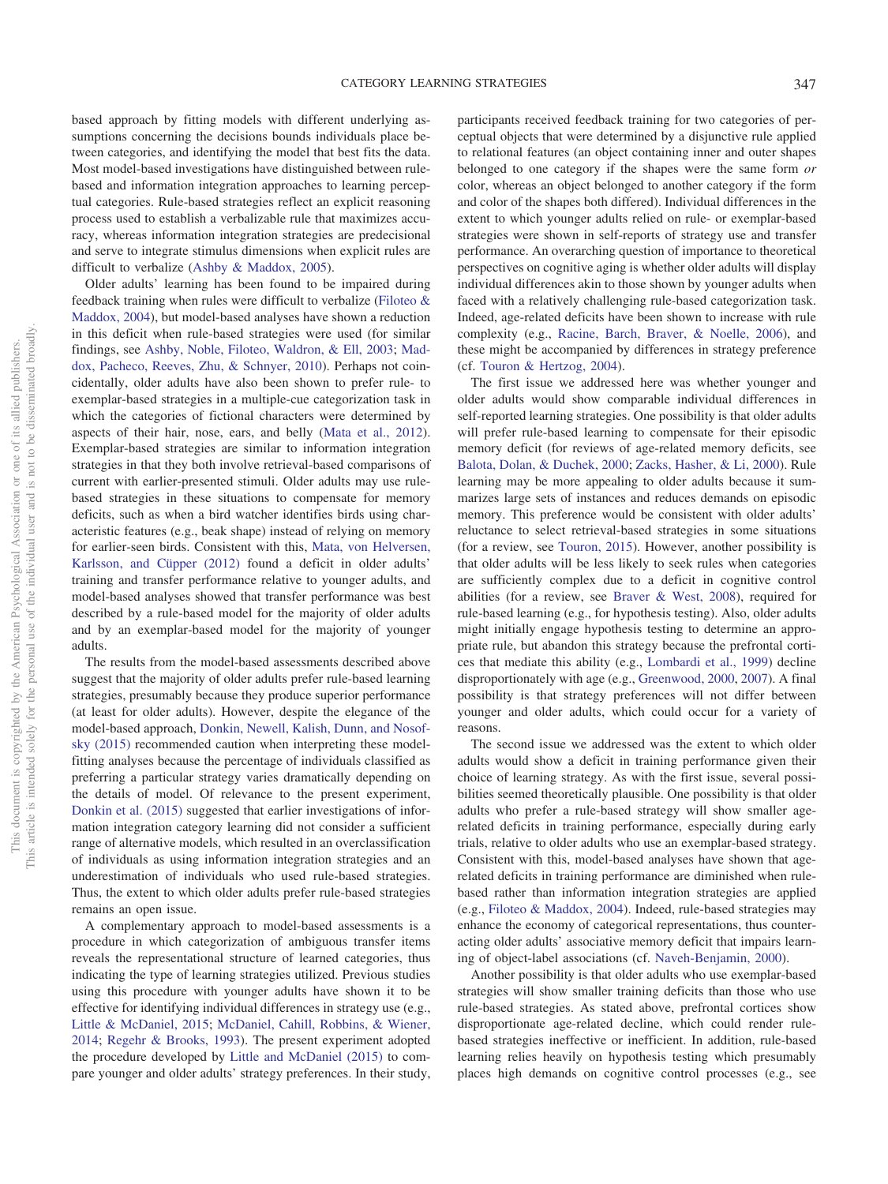based approach by fitting models with different underlying assumptions concerning the decisions bounds individuals place between categories, and identifying the model that best fits the data. Most model-based investigations have distinguished between rule-based and information integration approaches to learning perceptual categories. Rule-based strategies reflect an explicit reasoning process used to establish a verbalizable rule that maximizes accuracy, whereas information integration strategies are predecisional and serve to integrate stimulus dimensions when explicit rules are difficult to verbalize (Ashby & Maddox, 2005).

Older adults' learning has been found to be impaired during feedback training when rules were difficult to verbalize (Filoteo & Maddox, 2004), but model-based analyses have shown a reduction in this deficit when rule-based strategies were used (for similar findings, see Ashby, Noble, Filoteo, Waldron, & Ell, 2003; Maddox, Pacheco, Reeves, Zhu, & Schnyer, 2010). Perhaps not coincidentally, older adults have also been shown to prefer rule- to exemplar-based strategies in a multiple-cue categorization task in which the categories of fictional characters were determined by aspects of their hair, nose, ears, and belly (Mata et al., 2012). Exemplar-based strategies are similar to information integration strategies in that they both involve retrieval-based comparisons of current with earlier-presented stimuli. Older adults may use rule-based strategies in these situations to compensate for memory deficits, such as when a bird watcher identifies birds using characteristic features (e.g., beak shape) instead of relying on memory for earlier-seen birds. Consistent with this, Mata, von Helversen, Karlsson, and Cüpper (2012) found a deficit in older adults' training and transfer performance relative to younger adults, and model-based analyses showed that transfer performance was best described by a rule-based model for the majority of older adults and by an exemplar-based model for the majority of younger adults.

The results from the model-based assessments described above suggest that the majority of older adults prefer rule-based learning strategies, presumably because they produce superior performance (at least for older adults). However, despite the elegance of the model-based approach, Donkin, Newell, Kalish, Dunn, and Nosofsky (2015) recommended caution when interpreting these model-fitting analyses because the percentage of individuals classified as preferring a particular strategy varies dramatically depending on the details of model. Of relevance to the present experiment, Donkin et al. (2015) suggested that earlier investigations of information integration category learning did not consider a sufficient range of alternative models, which resulted in an overclassification of individuals as using information integration strategies and an underestimation of individuals who used rule-based strategies. Thus, the extent to which older adults prefer rule-based strategies remains an open issue.

A complementary approach to model-based assessments is a procedure in which categorization of ambiguous transfer items reveals the representational structure of learned categories, thus indicating the type of learning strategies utilized. Previous studies using this procedure with younger adults have shown it to be effective for identifying individual differences in strategy use (e.g., Little & McDaniel, 2015; McDaniel, Cahill, Robbins, & Wiener, 2014; Regehr & Brooks, 1993). The present experiment adopted the procedure developed by Little and McDaniel (2015) to compare younger and older adults' strategy preferences. In their study, participants received feedback training for two categories of perceptual objects that were determined by a disjunctive rule applied to relational features (an object containing inner and outer shapes belonged to one category if the shapes were the same form *or* color, whereas an object belonged to another category if the form and color of the shapes both differed). Individual differences in the extent to which younger adults relied on rule- or exemplar-based strategies were shown in self-reports of strategy use and transfer performance. An overarching question of importance to theoretical perspectives on cognitive aging is whether older adults will display individual differences akin to those shown by younger adults when faced with a relatively challenging rule-based categorization task. Indeed, age-related deficits have been shown to increase with rule complexity (e.g., Racine, Barch, Braver, & Noelle, 2006), and these might be accompanied by differences in strategy preference (cf. Touron & Hertzog, 2004).

The first issue we addressed here was whether younger and older adults would show comparable individual differences in self-reported learning strategies. One possibility is that older adults will prefer rule-based learning to compensate for their episodic memory deficit (for reviews of age-related memory deficits, see Balota, Dolan, & Duchek, 2000; Zacks, Hasher, & Li, 2000). Rule learning may be more appealing to older adults because it summarizes large sets of instances and reduces demands on episodic memory. This preference would be consistent with older adults' reluctance to select retrieval-based strategies in some situations (for a review, see Touron, 2015). However, another possibility is that older adults will be less likely to seek rules when categories are sufficiently complex due to a deficit in cognitive control abilities (for a review, see Braver & West, 2008), required for rule-based learning (e.g., for hypothesis testing). Also, older adults might initially engage hypothesis testing to determine an appropriate rule, but abandon this strategy because the prefrontal cortices that mediate this ability (e.g., Lombardi et al., 1999) decline disproportionately with age (e.g., Greenwood, 2000, 2007). A final possibility is that strategy preferences will not differ between younger and older adults, which could occur for a variety of reasons.

The second issue we addressed was the extent to which older adults would show a deficit in training performance given their choice of learning strategy. As with the first issue, several possibilities seemed theoretically plausible. One possibility is that older adults who prefer a rule-based strategy will show smaller age-related deficits in training performance, especially during early trials, relative to older adults who use an exemplar-based strategy. Consistent with this, model-based analyses have shown that age-related deficits in training performance are diminished when rule-based rather than information integration strategies are applied (e.g., Filoteo & Maddox, 2004). Indeed, rule-based strategies may enhance the economy of categorical representations, thus counteracting older adults' associative memory deficit that impairs learning of object-label associations (cf. Naveh-Benjamin, 2000).

Another possibility is that older adults who use exemplar-based strategies will show smaller training deficits than those who use rule-based strategies. As stated above, prefrontal cortices show disproportionate age-related decline, which could render rule-based strategies ineffective or inefficient. In addition, rule-based learning relies heavily on hypothesis testing which presumably places high demands on cognitive control processes (e.g., see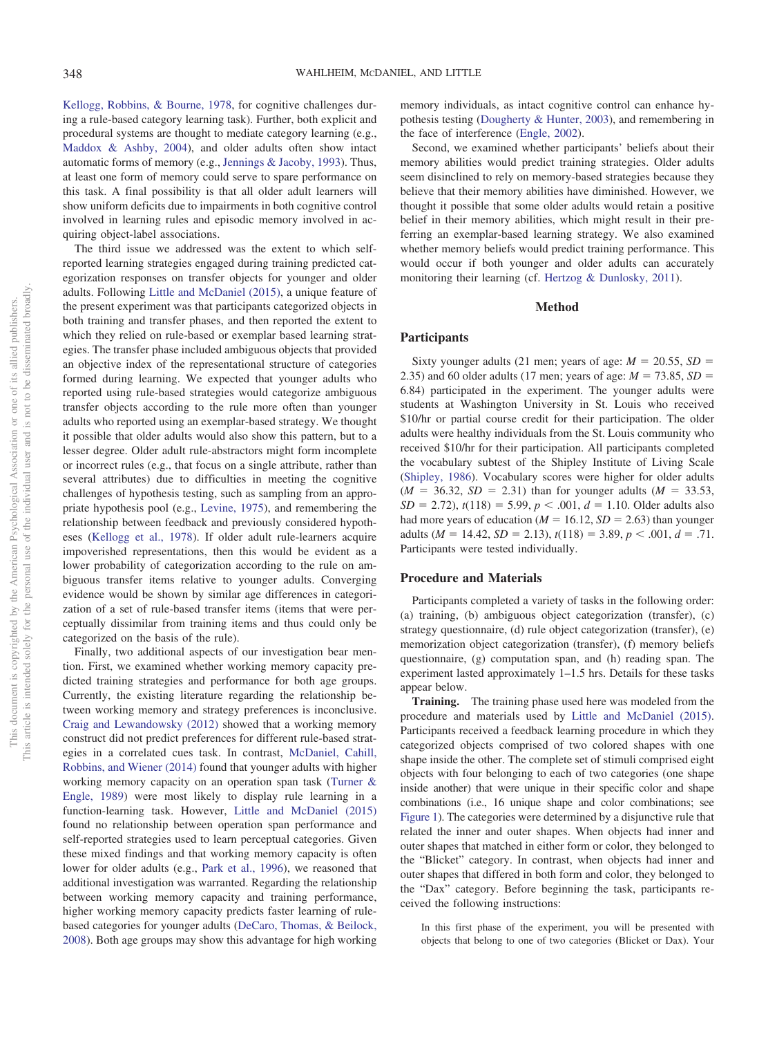Kellogg, Robbins, & Bourne, 1978, for cognitive challenges during a rule-based category learning task). Further, both explicit and procedural systems are thought to mediate category learning (e.g., Maddox & Ashby, 2004), and older adults often show intact automatic forms of memory (e.g., Jennings & Jacoby, 1993). Thus, at least one form of memory could serve to spare performance on this task. A final possibility is that all older adult learners will show uniform deficits due to impairments in both cognitive control involved in learning rules and episodic memory involved in acquiring object-label associations.

The third issue we addressed was the extent to which self-reported learning strategies engaged during training predicted categorization responses on transfer objects for younger and older adults. Following Little and McDaniel (2015), a unique feature of the present experiment was that participants categorized objects in both training and transfer phases, and then reported the extent to which they relied on rule-based or exemplar based learning strategies. The transfer phase included ambiguous objects that provided an objective index of the representational structure of categories formed during learning. We expected that younger adults who reported using rule-based strategies would categorize ambiguous transfer objects according to the rule more often than younger adults who reported using an exemplar-based strategy. We thought it possible that older adults would also show this pattern, but to a lesser degree. Older adult rule-abstractors might form incomplete or incorrect rules (e.g., that focus on a single attribute, rather than several attributes) due to difficulties in meeting the cognitive challenges of hypothesis testing, such as sampling from an appropriate hypothesis pool (e.g., Levine, 1975), and remembering the relationship between feedback and previously considered hypotheses (Kellogg et al., 1978). If older adult rule-learners acquire impoverished representations, then this would be evident as a lower probability of categorization according to the rule on ambiguous transfer items relative to younger adults. Converging evidence would be shown by similar age differences in categorization of a set of rule-based transfer items (items that were perceptually dissimilar from training items and thus could only be categorized on the basis of the rule).

Finally, two additional aspects of our investigation bear mention. First, we examined whether working memory capacity predicted training strategies and performance for both age groups. Currently, the existing literature regarding the relationship between working memory and strategy preferences is inconclusive. Craig and Lewandowsky (2012) showed that a working memory construct did not predict preferences for different rule-based strategies in a correlated cues task. In contrast, McDaniel, Cahill, Robbins, and Wiener (2014) found that younger adults with higher working memory capacity on an operation span task (Turner & Engle, 1989) were most likely to display rule learning in a function-learning task. However, Little and McDaniel (2015) found no relationship between operation span performance and self-reported strategies used to learn perceptual categories. Given these mixed findings and that working memory capacity is often lower for older adults (e.g., Park et al., 1996), we reasoned that additional investigation was warranted. Regarding the relationship between working memory capacity and training performance, higher working memory capacity predicts faster learning of rule-based categories for younger adults (DeCaro, Thomas, & Beilock, 2008). Both age groups may show this advantage for high working memory individuals, as intact cognitive control can enhance hypothesis testing (Dougherty & Hunter, 2003), and remembering in the face of interference (Engle, 2002).

Second, we examined whether participants' beliefs about their memory abilities would predict training strategies. Older adults seem disinclined to rely on memory-based strategies because they believe that their memory abilities have diminished. However, we thought it possible that some older adults would retain a positive belief in their memory abilities, which might result in their preferring an exemplar-based learning strategy. We also examined whether memory beliefs would predict training performance. This would occur if both younger and older adults can accurately monitoring their learning (cf. Hertzog & Dunlosky, 2011).

## Method

### Participants

Sixty younger adults (21 men; years of age: $M = 20.55$, $SD = 2.35$) and 60 older adults (17 men; years of age: $M = 73.85$, $SD = 6.84$) participated in the experiment. The younger adults were students at Washington University in St. Louis who received \$10/hr or partial course credit for their participation. The older adults were healthy individuals from the St. Louis community who received \$10/hr for their participation. All participants completed the vocabulary subtest of the Shipley Institute of Living Scale (Shipley, 1986). Vocabulary scores were higher for older adults ($M = 36.32$, $SD = 2.31$) than for younger adults ($M = 33.53$, $SD = 2.72$), $t(118) = 5.99$, $p < .001$, $d = 1.10$. Older adults also had more years of education ($M = 16.12$, $SD = 2.63$) than younger adults ($M = 14.42$, $SD = 2.13$), $t(118) = 3.89$, $p < .001$, $d = .71$. Participants were tested individually.

### Procedure and Materials

Participants completed a variety of tasks in the following order: (a) training, (b) ambiguous object categorization (transfer), (c) strategy questionnaire, (d) rule object categorization (transfer), (e) memorization object categorization (transfer), (f) memory beliefs questionnaire, (g) computation span, and (h) reading span. The experiment lasted approximately 1–1.5 hrs. Details for these tasks appear below.

**Training.** The training phase used here was modeled from the procedure and materials used by Little and McDaniel (2015). Participants received a feedback learning procedure in which they categorized objects comprised of two colored shapes with one shape inside the other. The complete set of stimuli comprised eight objects with four belonging to each of two categories (one shape inside another) that were unique in their specific color and shape combinations (i.e., 16 unique shape and color combinations; see Figure 1). The categories were determined by a disjunctive rule that related the inner and outer shapes. When objects had inner and outer shapes that matched in either form or color, they belonged to the "Blicket" category. In contrast, when objects had inner and outer shapes that differed in both form and color, they belonged to the "Dax" category. Before beginning the task, participants received the following instructions:

> In this first phase of the experiment, you will be presented with objects that belong to one of two categories (Blicket or Dax). Your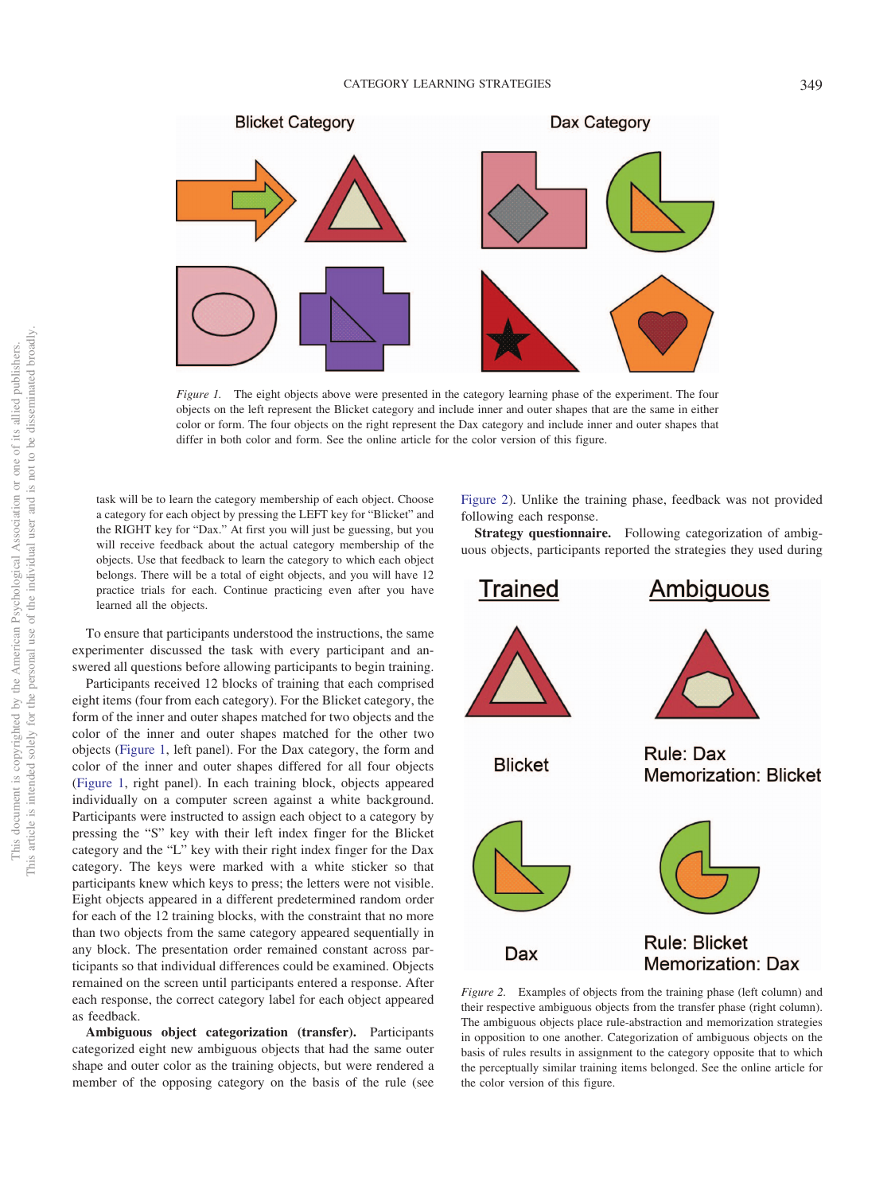*Figure 1.* The eight objects above were presented in the category learning phase of the experiment. The four objects on the left represent the Blicket category and include inner and outer shapes that are the same in either color or form. The four objects on the right represent the Dax category and include inner and outer shapes that differ in both color and form. See the online article for the color version of this figure.

task will be to learn the category membership of each object. Choose a category for each object by pressing the LEFT key for "Blicket" and the RIGHT key for "Dax." At first you will just be guessing, but you will receive feedback about the actual category membership of the objects. Use that feedback to learn the category to which each object belongs. There will be a total of eight objects, and you will have 12 practice trials for each. Continue practicing even after you have learned all the objects.

To ensure that participants understood the instructions, the same experimenter discussed the task with every participant and answered all questions before allowing participants to begin training.

Participants received 12 blocks of training that each comprised eight items (four from each category). For the Blicket category, the form of the inner and outer shapes matched for two objects and the color of the inner and outer shapes matched for the other two objects (Figure 1, left panel). For the Dax category, the form and color of the inner and outer shapes differed for all four objects (Figure 1, right panel). In each training block, objects appeared individually on a computer screen against a white background. Participants were instructed to assign each object to a category by pressing the "S" key with their left index finger for the Blicket category and the "L" key with their right index finger for the Dax category. The keys were marked with a white sticker so that participants knew which keys to press; the letters were not visible. Eight objects appeared in a different predetermined random order for each of the 12 training blocks, with the constraint that no more than two objects from the same category appeared sequentially in any block. The presentation order remained constant across participants so that individual differences could be examined. Objects remained on the screen until participants entered a response. After each response, the correct category label for each object appeared as feedback.

**Ambiguous object categorization (transfer).** Participants categorized eight new ambiguous objects that had the same outer shape and outer color as the training objects, but were rendered a member of the opposing category on the basis of the rule (see Figure 2). Unlike the training phase, feedback was not provided following each response.

**Strategy questionnaire.** Following categorization of ambiguous objects, participants reported the strategies they used during

*Figure 2.* Examples of objects from the training phase (left column) and their respective ambiguous objects from the transfer phase (right column). The ambiguous objects place rule-abstraction and memorization strategies in opposition to one another. Categorization of ambiguous objects on the basis of rules results in assignment to the category opposite that to which the perceptually similar training items belonged. See the online article for the color version of this figure.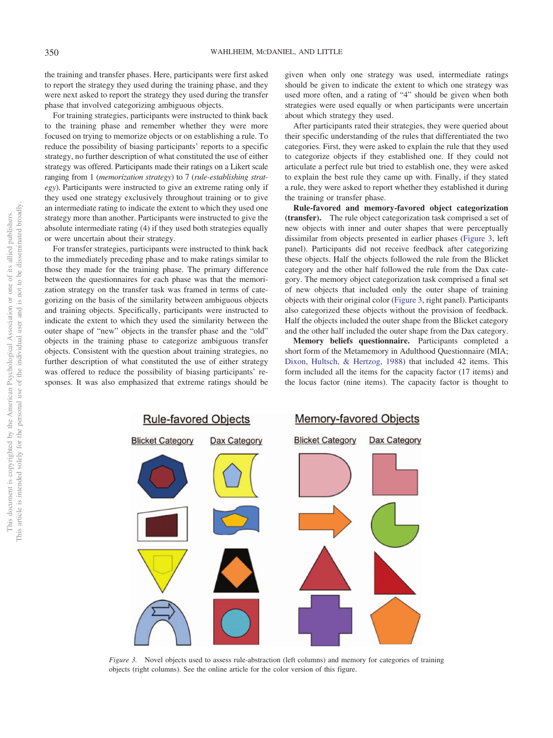the training and transfer phases. Here, participants were first asked to report the strategy they used during the training phase, and they were next asked to report the strategy they used during the transfer phase that involved categorizing ambiguous objects.

For training strategies, participants were instructed to think back to the training phase and remember whether they were more focused on trying to memorize objects or on establishing a rule. To reduce the possibility of biasing participants' reports to a specific strategy, no further description of what constituted the use of either strategy was offered. Participants made their ratings on a Likert scale ranging from 1 (*memorization strategy*) to 7 (*rule-establishing strategy*). Participants were instructed to give an extreme rating only if they used one strategy exclusively throughout training or to give an intermediate rating to indicate the extent to which they used one strategy more than another. Participants were instructed to give the absolute intermediate rating (4) if they used both strategies equally or were uncertain about their strategy.

For transfer strategies, participants were instructed to think back to the immediately preceding phase and to make ratings similar to those they made for the training phase. The primary difference between the questionnaires for each phase was that the memorization strategy on the transfer task was framed in terms of categorizing on the basis of the similarity between ambiguous objects and training objects. Specifically, participants were instructed to indicate the extent to which they used the similarity between the outer shape of "new" objects in the transfer phase and the "old" objects in the training phase to categorize ambiguous transfer objects. Consistent with the question about training strategies, no further description of what constituted the use of either strategy was offered to reduce the possibility of biasing participants' responses. It was also emphasized that extreme ratings should be given when only one strategy was used, intermediate ratings should be given to indicate the extent to which one strategy was used more often, and a rating of "4" should be given when both strategies were used equally or when participants were uncertain about which strategy they used.

After participants rated their strategies, they were queried about their specific understanding of the rules that differentiated the two categories. First, they were asked to explain the rule that they used to categorize objects if they established one. If they could not articulate a perfect rule but tried to establish one, they were asked to explain the best rule they came up with. Finally, if they stated a rule, they were asked to report whether they established it during the training or transfer phase.

**Rule-favored and memory-favored object categorization (transfer).** The rule object categorization task comprised a set of new objects with inner and outer shapes that were perceptually dissimilar from objects presented in earlier phases (Figure 3, left panel). Participants did not receive feedback after categorizing these objects. Half the objects followed the rule from the Blicket category and the other half followed the rule from the Dax category. The memory object categorization task comprised a final set of new objects that included only the outer shape of training objects with their original color (Figure 3, right panel). Participants also categorized these objects without the provision of feedback. Half the objects included the outer shape from the Blicket category and the other half included the outer shape from the Dax category.

**Memory beliefs questionnaire.** Participants completed a short form of the Metamemory in Adulthood Questionnaire (MIA; Dixon, Hultsch, & Hertzog, 1988) that included 42 items. This form included all the items for the capacity factor (17 items) and the locus factor (nine items). The capacity factor is thought to

*Figure 3.* Novel objects used to assess rule-abstraction (left columns) and memory for categories of training objects (right columns). See the online article for the color version of this figure.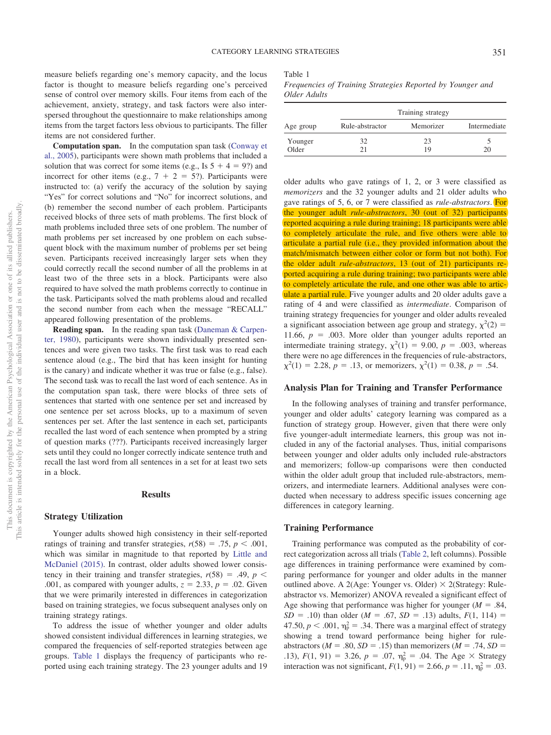measure beliefs regarding one's memory capacity, and the locus factor is thought to measure beliefs regarding one's perceived sense of control over memory skills. Four items from each of the achievement, anxiety, strategy, and task factors were also interspersed throughout the questionnaire to make relationships among items from the target factors less obvious to participants. The filler items are not considered further.

**Computation span.** In the computation span task (Conway et al., 2005), participants were shown math problems that included a solution that was correct for some items (e.g., Is 5 + 4 = 9?) and incorrect for other items (e.g., 7 + 2 = 5?). Participants were instructed to: (a) verify the accuracy of the solution by saying "Yes" for correct solutions and "No" for incorrect solutions, and (b) remember the second number of each problem. Participants received blocks of three sets of math problems. The first block of math problems included three sets of one problem. The number of math problems per set increased by one problem on each subsequent block with the maximum number of problems per set being seven. Participants received increasingly larger sets when they could correctly recall the second number of all the problems in at least two of the three sets in a block. Participants were also required to have solved the math problems correctly to continue in the task. Participants solved the math problems aloud and recalled the second number from each when the message "RECALL" appeared following presentation of the problems.

**Reading span.** In the reading span task (Daneman & Carpenter, 1980), participants were shown individually presented sentences and were given two tasks. The first task was to read each sentence aloud (e.g., The bird that has keen insight for hunting is the canary) and indicate whether it was true or false (e.g., false). The second task was to recall the last word of each sentence. As in the computation span task, there were blocks of three sets of sentences that started with one sentence per set and increased by one sentence per set across blocks, up to a maximum of seven sentences per set. After the last sentence in each set, participants recalled the last word of each sentence when prompted by a string of question marks (???). Participants received increasingly larger sets until they could no longer correctly indicate sentence truth and recall the last word from all sentences in a set for at least two sets in a block.

## Results

### Strategy Utilization

Younger adults showed high consistency in their self-reported ratings of training and transfer strategies, $r(58) = .75$, $p < .001$, which was similar in magnitude to that reported by Little and McDaniel (2015). In contrast, older adults showed lower consistency in their training and transfer strategies, $r(58) = .49$, $p < .001$, as compared with younger adults, $z = 2.33$, $p = .02$. Given that we were primarily interested in differences in categorization based on training strategies, we focus subsequent analyses only on training strategy ratings.

To address the issue of whether younger and older adults showed consistent individual differences in learning strategies, we compared the frequencies of self-reported strategies between age groups. Table 1 displays the frequency of participants who reported using each training strategy. The 23 younger adults and 19 older adults who gave ratings of 1, 2, or 3 were classified as *memorizers* and the 32 younger adults and 21 older adults who gave ratings of 5, 6, or 7 were classified as *rule-abstractors*. For the younger adult *rule-abstractors*, 30 (out of 32) participants reported acquiring a rule during training; 18 participants were able to completely articulate the rule, and five others were able to articulate a partial rule (i.e., they provided information about the match/mismatch between either color or form but not both). For the older adult *rule-abstractors*, 13 (out of 21) participants reported acquiring a rule during training; two participants were able to completely articulate the rule, and one other was able to articulate a partial rule. Five younger adults and 20 older adults gave a rating of 4 and were classified as *intermediate*. Comparison of training strategy frequencies for younger and older adults revealed a significant association between age group and strategy, $\chi^2(2) = 11.66$, $p = .003$. More older than younger adults reported an intermediate training strategy, $\chi^2(1) = 9.00$, $p = .003$, whereas there were no age differences in the frequencies of rule-abstractors, $\chi^2(1) = 2.28$, $p = .13$, or memorizers, $\chi^2(1) = 0.38$, $p = .54$.

Table 1
*Frequencies of Training Strategies Reported by Younger and Older Adults*

| Age group | Training strategy | | |
|---|---|---|---|
| | Rule-abstractor | Memorizer | Intermediate |
| Younger | 32 | 23 | 5 |
| Older | 21 | 19 | 20 |

### Analysis Plan for Training and Transfer Performance

In the following analyses of training and transfer performance, younger and older adults' category learning was compared as a function of strategy group. However, given that there were only five younger-adult intermediate learners, this group was not included in any of the factorial analyses. Thus, initial comparisons between younger and older adults only included rule-abstractors and memorizers; follow-up comparisons were then conducted within the older adult group that included rule-abstractors, memorizers, and intermediate learners. Additional analyses were conducted when necessary to address specific issues concerning age differences in category learning.

### Training Performance

Training performance was computed as the probability of correct categorization across all trials (Table 2, left columns). Possible age differences in training performance were examined by comparing performance for younger and older adults in the manner outlined above. A 2(Age: Younger vs. Older) × 2(Strategy: Rule-abstractor vs. Memorizer) ANOVA revealed a significant effect of Age showing that performance was higher for younger ($M = .84$, $SD = .10$) than older ($M = .67$, $SD = .13$) adults, $F(1, 114) = 47.50$, $p < .001$, $\eta_p^2 = .34$. There was a marginal effect of strategy showing a trend toward performance being higher for rule-abstractors ($M = .80$, $SD = .15$) than memorizers ($M = .74$, $SD = .13$), $F(1, 91) = 3.26$, $p = .07$, $\eta_p^2 = .04$. The Age × Strategy interaction was not significant, $F(1, 91) = 2.66$, $p = .11$, $\eta_p^2 = .03$.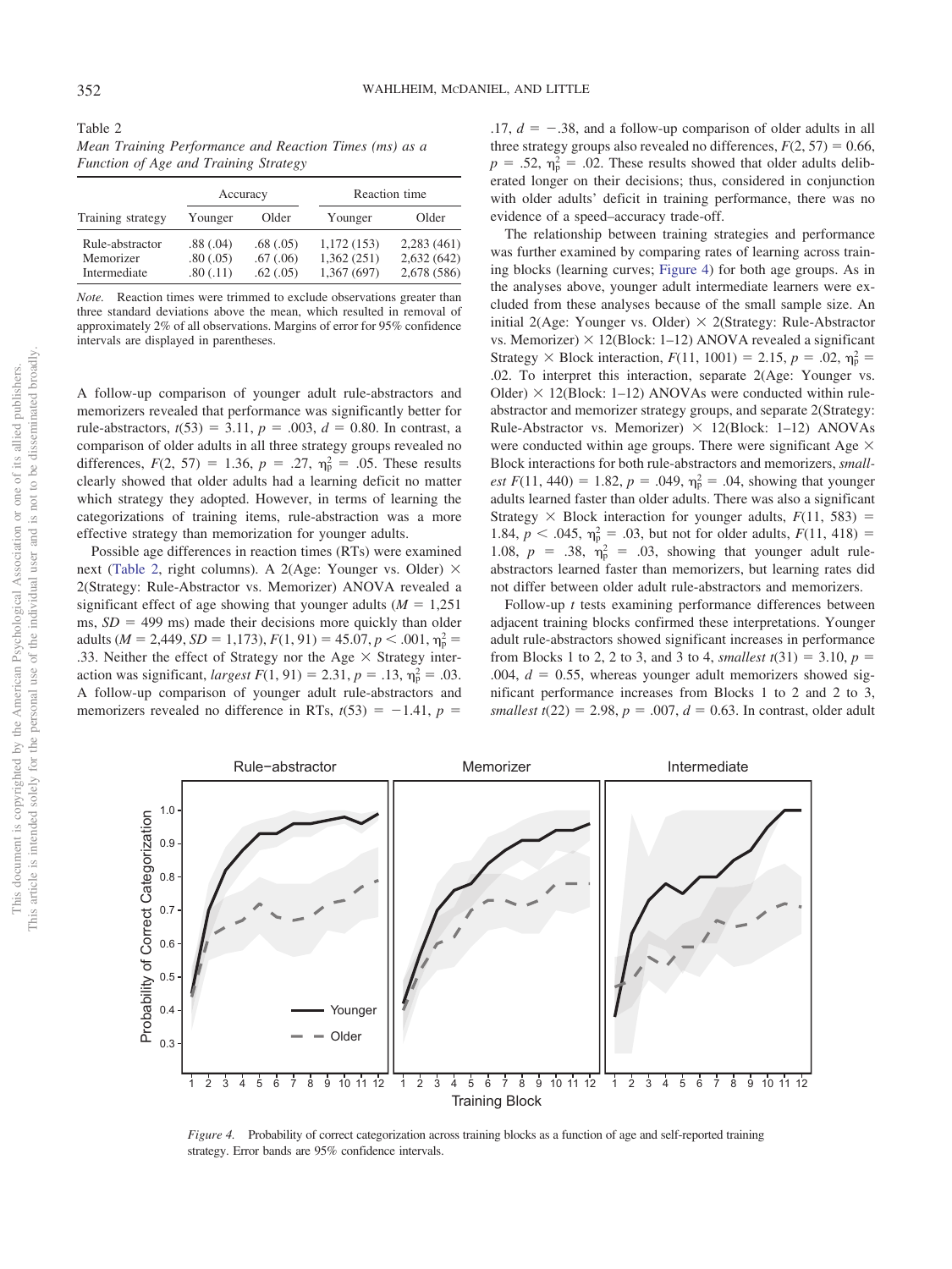Table 2
*Mean Training Performance and Reaction Times (ms) as a Function of Age and Training Strategy*

| Training strategy | Accuracy | | Reaction time | |
|---|---|---|---|---|
| | Younger | Older | Younger | Older |
| Rule-abstractor | .88 (.04) | .68 (.05) | 1,172 (153) | 2,283 (461) |
| Memorizer | .80 (.05) | .67 (.06) | 1,362 (251) | 2,632 (642) |
| Intermediate | .80 (.11) | .62 (.05) | 1,367 (697) | 2,678 (586) |

*Note.* Reaction times were trimmed to exclude observations greater than three standard deviations above the mean, which resulted in removal of approximately 2% of all observations. Margins of error for 95% confidence intervals are displayed in parentheses.

A follow-up comparison of younger adult rule-abstractors and memorizers revealed that performance was significantly better for rule-abstractors, $t(53) = 3.11$, $p = .003$, $d = 0.80$. In contrast, a comparison of older adults in all three strategy groups revealed no differences, $F(2, 57) = 1.36$, $p = .27$, $\eta^2_p = .05$. These results clearly showed that older adults had a learning deficit no matter which strategy they adopted. However, in terms of learning the categorizations of training items, rule-abstraction was a more effective strategy than memorization for younger adults.

Possible age differences in reaction times (RTs) were examined next (Table 2, right columns). A 2(Age: Younger vs. Older) × 2(Strategy: Rule-Abstractor vs. Memorizer) ANOVA revealed a significant effect of age showing that younger adults ($M = 1{,}251$ ms, $SD = 499$ ms) made their decisions more quickly than older adults ($M = 2{,}449$, $SD = 1{,}173$), $F(1, 91) = 45.07$, $p < .001$, $\eta^2_p = .33$. Neither the effect of Strategy nor the Age × Strategy interaction was significant, *largest* $F(1, 91) = 2.31$, $p = .13$, $\eta^2_p = .03$. A follow-up comparison of younger adult rule-abstractors and memorizers revealed no difference in RTs, $t(53) = -1.41$, $p = .17$, $d = -.38$, and a follow-up comparison of older adults in all three strategy groups also revealed no differences, $F(2, 57) = 0.66$, $p = .52$, $\eta^2_p = .02$. These results showed that older adults deliberated longer on their decisions; thus, considered in conjunction with older adults' deficit in training performance, there was no evidence of a speed–accuracy trade-off.

The relationship between training strategies and performance was further examined by comparing rates of learning across training blocks (learning curves; Figure 4) for both age groups. As in the analyses above, younger adult intermediate learners were excluded from these analyses because of the small sample size. An initial 2(Age: Younger vs. Older) × 2(Strategy: Rule-Abstractor vs. Memorizer) × 12(Block: 1–12) ANOVA revealed a significant Strategy × Block interaction, $F(11, 1001) = 2.15$, $p = .02$, $\eta^2_p = .02$. To interpret this interaction, separate 2(Age: Younger vs. Older) × 12(Block: 1–12) ANOVAs were conducted within rule-abstractor and memorizer strategy groups, and separate 2(Strategy: Rule-Abstractor vs. Memorizer) × 12(Block: 1–12) ANOVAs were conducted within age groups. There were significant Age × Block interactions for both rule-abstractors and memorizers, *smallest* $F(11, 440) = 1.82$, $p = .049$, $\eta^2_p = .04$, showing that younger adults learned faster than older adults. There was also a significant Strategy × Block interaction for younger adults, $F(11, 583) = 1.84$, $p < .045$, $\eta^2_p = .03$, but not for older adults, $F(11, 418) = 1.08$, $p = .38$, $\eta^2_p = .03$, showing that younger adult rule-abstractors learned faster than memorizers, but learning rates did not differ between older adult rule-abstractors and memorizers.

Follow-up *t* tests examining performance differences between adjacent training blocks confirmed these interpretations. Younger adult rule-abstractors showed significant increases in performance from Blocks 1 to 2, 2 to 3, and 3 to 4, *smallest* $t(31) = 3.10$, $p = .004$, $d = 0.55$, whereas younger adult memorizers showed significant performance increases from Blocks 1 to 2 and 2 to 3, *smallest* $t(22) = 2.98$, $p = .007$, $d = 0.63$. In contrast, older adult

*Figure 4.* Probability of correct categorization across training blocks as a function of age and self-reported training strategy. Error bands are 95% confidence intervals.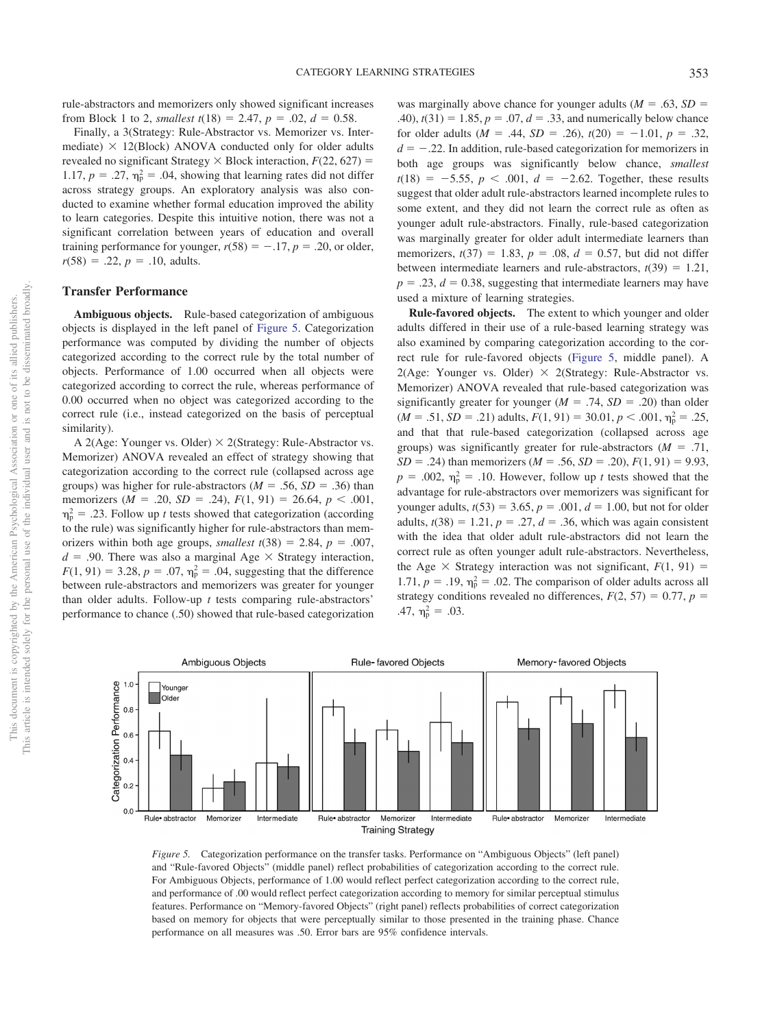rule-abstractors and memorizers only showed significant increases from Block 1 to 2, *smallest* $t(18) = 2.47$, $p = .02$, $d = 0.58$.

Finally, a 3(Strategy: Rule-Abstractor vs. Memorizer vs. Intermediate) × 12(Block) ANOVA conducted only for older adults revealed no significant Strategy × Block interaction, $F(22, 627) = 1.17$, $p = .27$, $\eta_p^2 = .04$, showing that learning rates did not differ across strategy groups. An exploratory analysis was also conducted to examine whether formal education improved the ability to learn categories. Despite this intuitive notion, there was not a significant correlation between years of education and overall training performance for younger, $r(58) = -.17$, $p = .20$, or older, $r(58) = .22$, $p = .10$, adults.

## Transfer Performance

**Ambiguous objects.** Rule-based categorization of ambiguous objects is displayed in the left panel of Figure 5. Categorization performance was computed by dividing the number of objects categorized according to the correct rule by the total number of objects. Performance of 1.00 occurred when all objects were categorized according to correct the rule, whereas performance of 0.00 occurred when no object was categorized according to the correct rule (i.e., instead categorized on the basis of perceptual similarity).

A 2(Age: Younger vs. Older) × 2(Strategy: Rule-Abstractor vs. Memorizer) ANOVA revealed an effect of strategy showing that categorization according to the correct rule (collapsed across age groups) was higher for rule-abstractors ($M = .56$, $SD = .36$) than memorizers ($M = .20$, $SD = .24$), $F(1, 91) = 26.64$, $p < .001$, $\eta_p^2 = .23$. Follow up *t* tests showed that categorization (according to the rule) was significantly higher for rule-abstractors than memorizers within both age groups, *smallest* $t(38) = 2.84$, $p = .007$, $d = .90$. There was also a marginal Age × Strategy interaction, $F(1, 91) = 3.28$, $p = .07$, $\eta_p^2 = .04$, suggesting that the difference between rule-abstractors and memorizers was greater for younger than older adults. Follow-up *t* tests comparing rule-abstractors' performance to chance (.50) showed that rule-based categorization was marginally above chance for younger adults ($M = .63$, $SD = .40$), $t(31) = 1.85$, $p = .07$, $d = .33$, and numerically below chance for older adults ($M = .44$, $SD = .26$), $t(20) = -1.01$, $p = .32$, $d = -.22$. In addition, rule-based categorization for memorizers in both age groups was significantly below chance, *smallest* $t(18) = -5.55$, $p < .001$, $d = -2.62$. Together, these results suggest that older adult rule-abstractors learned incomplete rules to some extent, and they did not learn the correct rule as often as younger adult rule-abstractors. Finally, rule-based categorization was marginally greater for older adult intermediate learners than memorizers, $t(37) = 1.83$, $p = .08$, $d = 0.57$, but did not differ between intermediate learners and rule-abstractors, $t(39) = 1.21$, $p = .23$, $d = 0.38$, suggesting that intermediate learners may have used a mixture of learning strategies.

**Rule-favored objects.** The extent to which younger and older adults differed in their use of a rule-based learning strategy was also examined by comparing categorization according to the correct rule for rule-favored objects (Figure 5, middle panel). A 2(Age: Younger vs. Older) × 2(Strategy: Rule-Abstractor vs. Memorizer) ANOVA revealed that rule-based categorization was significantly greater for younger ($M = .74$, $SD = .20$) than older ($M = .51$, $SD = .21$) adults, $F(1, 91) = 30.01$, $p < .001$, $\eta_p^2 = .25$, and that that rule-based categorization (collapsed across age groups) was significantly greater for rule-abstractors ($M = .71$, $SD = .24$) than memorizers ($M = .56$, $SD = .20$), $F(1, 91) = 9.93$, $p = .002$, $\eta_p^2 = .10$. However, follow up *t* tests showed that the advantage for rule-abstractors over memorizers was significant for younger adults, $t(53) = 3.65$, $p = .001$, $d = 1.00$, but not for older adults, $t(38) = 1.21$, $p = .27$, $d = .36$, which was again consistent with the idea that older adult rule-abstractors did not learn the correct rule as often younger adult rule-abstractors. Nevertheless, the Age × Strategy interaction was not significant, $F(1, 91) = 1.71$, $p = .19$, $\eta_p^2 = .02$. The comparison of older adults across all strategy conditions revealed no differences, $F(2, 57) = 0.77$, $p = .47$, $\eta_p^2 = .03$.

*Figure 5.* Categorization performance on the transfer tasks. Performance on "Ambiguous Objects" (left panel) and "Rule-favored Objects" (middle panel) reflect probabilities of categorization according to the correct rule. For Ambiguous Objects, performance of 1.00 would reflect perfect categorization according to the correct rule, and performance of .00 would reflect perfect categorization according to memory for similar perceptual stimulus features. Performance on "Memory-favored Objects" (right panel) reflects probabilities of correct categorization based on memory for objects that were perceptually similar to those presented in the training phase. Chance performance on all measures was .50. Error bars are 95% confidence intervals.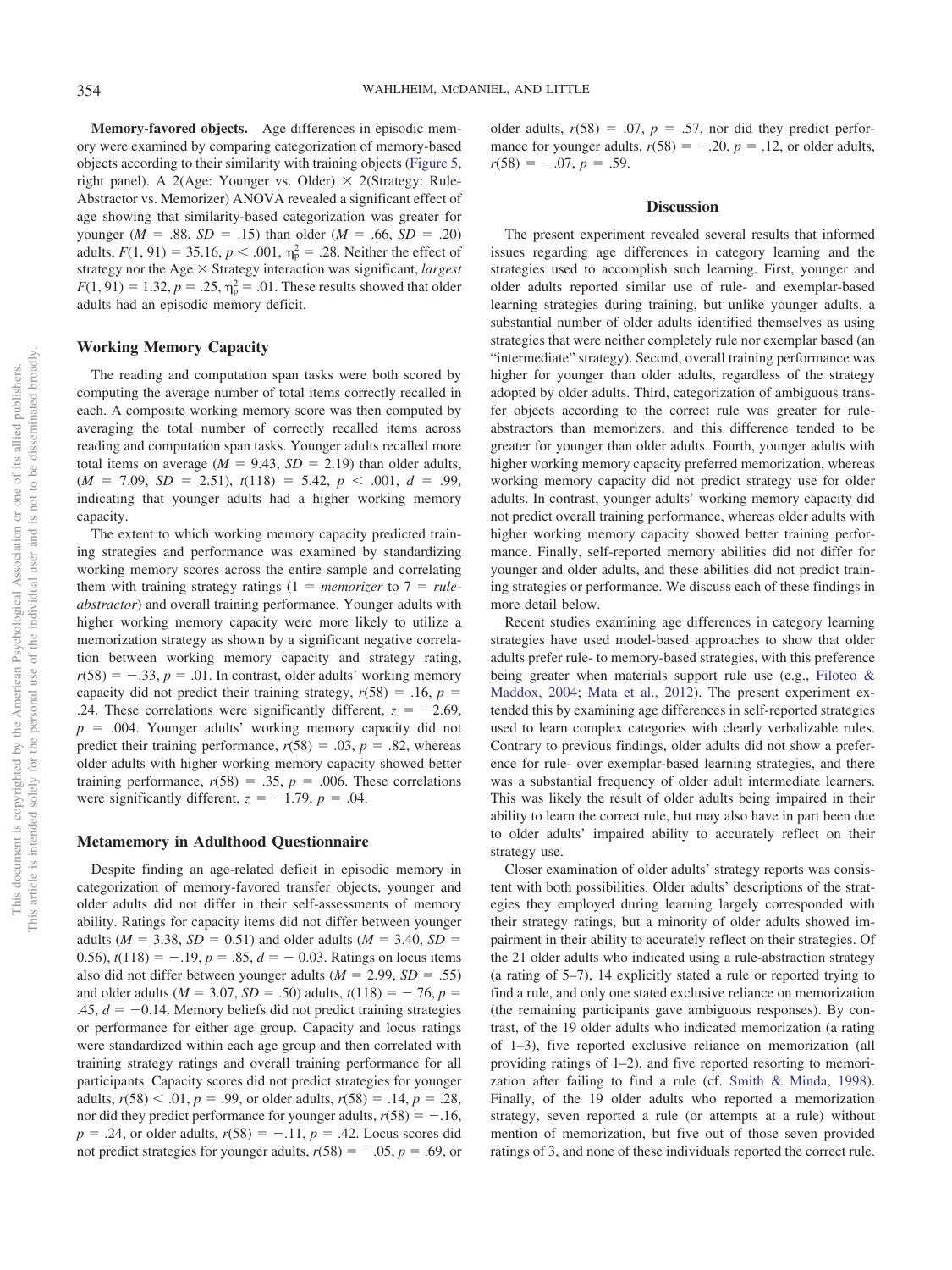**Memory-favored objects.** Age differences in episodic memory were examined by comparing categorization of memory-based objects according to their similarity with training objects (Figure 5, right panel). A 2(Age: Younger vs. Older) × 2(Strategy: Rule-Abstractor vs. Memorizer) ANOVA revealed a significant effect of age showing that similarity-based categorization was greater for younger ($M$ = .88, $SD$ = .15) than older ($M$ = .66, $SD$ = .20) adults, $F(1, 91) = 35.16$, $p < .001$, $\eta_p^2 = .28$. Neither the effect of strategy nor the Age × Strategy interaction was significant, *largest* $F(1, 91) = 1.32$, $p = .25$, $\eta_p^2 = .01$. These results showed that older adults had an episodic memory deficit.

## Working Memory Capacity

The reading and computation span tasks were both scored by computing the average number of total items correctly recalled in each. A composite working memory score was then computed by averaging the total number of correctly recalled items across reading and computation span tasks. Younger adults recalled more total items on average ($M$ = 9.43, $SD$ = 2.19) than older adults, ($M$ = 7.09, $SD$ = 2.51), $t(118) = 5.42$, $p < .001$, $d = .99$, indicating that younger adults had a higher working memory capacity.

The extent to which working memory capacity predicted training strategies and performance was examined by standardizing working memory scores across the entire sample and correlating them with training strategy ratings (1 = *memorizer* to 7 = *rule-abstractor*) and overall training performance. Younger adults with higher working memory capacity were more likely to utilize a memorization strategy as shown by a significant negative correlation between working memory capacity and strategy rating, $r(58) = -.33$, $p = .01$. In contrast, older adults' working memory capacity did not predict their training strategy, $r(58) = .16$, $p = .24$. These correlations were significantly different, $z = -2.69$, $p = .004$. Younger adults' working memory capacity did not predict their training performance, $r(58) = .03$, $p = .82$, whereas older adults with higher working memory capacity showed better training performance, $r(58) = .35$, $p = .006$. These correlations were significantly different, $z = -1.79$, $p = .04$.

## Metamemory in Adulthood Questionnaire

Despite finding an age-related deficit in episodic memory in categorization of memory-favored transfer objects, younger and older adults did not differ in their self-assessments of memory ability. Ratings for capacity items did not differ between younger adults ($M$ = 3.38, $SD$ = 0.51) and older adults ($M$ = 3.40, $SD$ = 0.56), $t(118) = -.19$, $p = .85$, $d = -0.03$. Ratings on locus items also did not differ between younger adults ($M$ = 2.99, $SD$ = .55) and older adults ($M$ = 3.07, $SD$ = .50) adults, $t(118) = -.76$, $p = .45$, $d = -0.14$. Memory beliefs did not predict training strategies or performance for either age group. Capacity and locus ratings were standardized within each age group and then correlated with training strategy ratings and overall training performance for all participants. Capacity scores did not predict strategies for younger adults, $r(58) < .01$, $p = .99$, or older adults, $r(58) = .14$, $p = .28$, nor did they predict performance for younger adults, $r(58) = -.16$, $p = .24$, or older adults, $r(58) = -.11$, $p = .42$. Locus scores did not predict strategies for younger adults, $r(58) = -.05$, $p = .69$, or older adults, $r(58) = .07$, $p = .57$, nor did they predict performance for younger adults, $r(58) = -.20$, $p = .12$, or older adults, $r(58) = -.07$, $p = .59$.

# Discussion

The present experiment revealed several results that informed issues regarding age differences in category learning and the strategies used to accomplish such learning. First, younger and older adults reported similar use of rule- and exemplar-based learning strategies during training, but unlike younger adults, a substantial number of older adults identified themselves as using strategies that were neither completely rule nor exemplar based (an "intermediate" strategy). Second, overall training performance was higher for younger than older adults, regardless of the strategy adopted by older adults. Third, categorization of ambiguous transfer objects according to the correct rule was greater for rule-abstractors than memorizers, and this difference tended to be greater for younger than older adults. Fourth, younger adults with higher working memory capacity preferred memorization, whereas working memory capacity did not predict strategy use for older adults. In contrast, younger adults' working memory capacity did not predict overall training performance, whereas older adults with higher working memory capacity showed better training performance. Finally, self-reported memory abilities did not differ for younger and older adults, and these abilities did not predict training strategies or performance. We discuss each of these findings in more detail below.

Recent studies examining age differences in category learning strategies have used model-based approaches to show that older adults prefer rule- to memory-based strategies, with this preference being greater when materials support rule use (e.g., Filoteo & Maddox, 2004; Mata et al., 2012). The present experiment extended this by examining age differences in self-reported strategies used to learn complex categories with clearly verbalizable rules. Contrary to previous findings, older adults did not show a preference for rule- over exemplar-based learning strategies, and there was a substantial frequency of older adult intermediate learners. This was likely the result of older adults being impaired in their ability to learn the correct rule, but may also have in part been due to older adults' impaired ability to accurately reflect on their strategy use.

Closer examination of older adults' strategy reports was consistent with both possibilities. Older adults' descriptions of the strategies they employed during learning largely corresponded with their strategy ratings, but a minority of older adults showed impairment in their ability to accurately reflect on their strategies. Of the 21 older adults who indicated using a rule-abstraction strategy (a rating of 5–7), 14 explicitly stated a rule or reported trying to find a rule, and only one stated exclusive reliance on memorization (the remaining participants gave ambiguous responses). By contrast, of the 19 older adults who indicated memorization (a rating of 1–3), five reported exclusive reliance on memorization (all providing ratings of 1–2), and five reported resorting to memorization after failing to find a rule (cf. Smith & Minda, 1998). Finally, of the 19 older adults who reported a memorization strategy, seven reported a rule (or attempts at a rule) without mention of memorization, but five out of those seven provided ratings of 3, and none of these individuals reported the correct rule.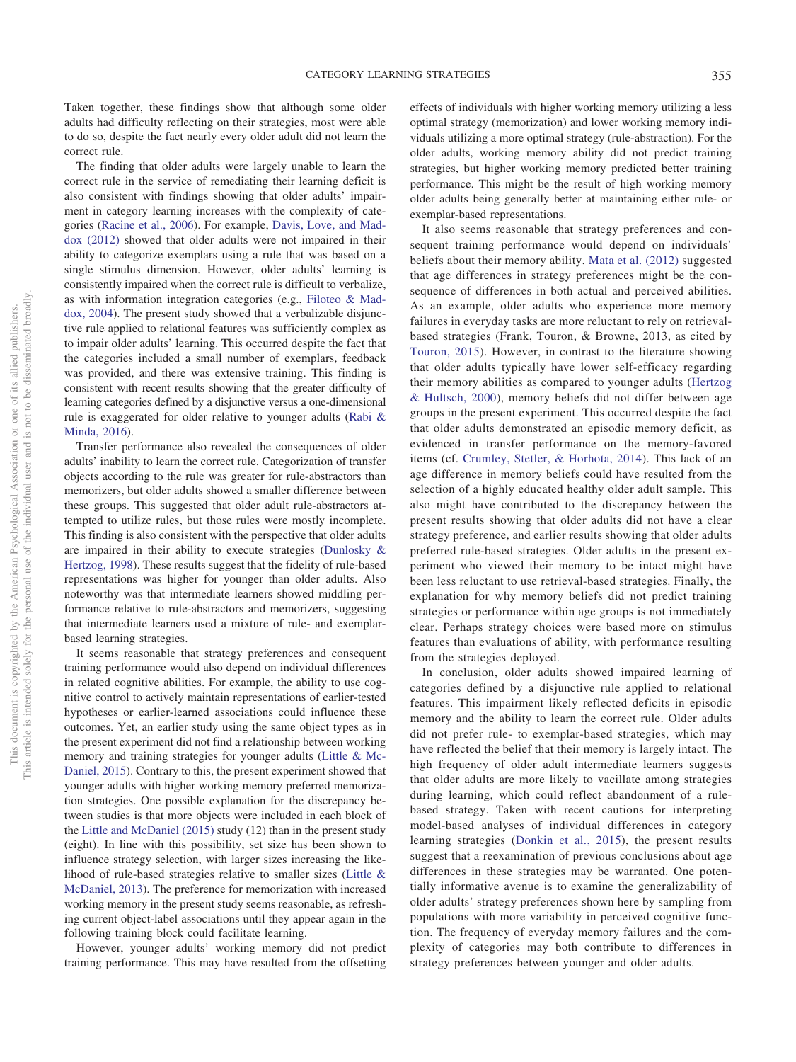Taken together, these findings show that although some older adults had difficulty reflecting on their strategies, most were able to do so, despite the fact nearly every older adult did not learn the correct rule.

The finding that older adults were largely unable to learn the correct rule in the service of remediating their learning deficit is also consistent with findings showing that older adults' impairment in category learning increases with the complexity of categories (Racine et al., 2006). For example, Davis, Love, and Maddox (2012) showed that older adults were not impaired in their ability to categorize exemplars using a rule that was based on a single stimulus dimension. However, older adults' learning is consistently impaired when the correct rule is difficult to verbalize, as with information integration categories (e.g., Filoteo & Maddox, 2004). The present study showed that a verbalizable disjunctive rule applied to relational features was sufficiently complex as to impair older adults' learning. This occurred despite the fact that the categories included a small number of exemplars, feedback was provided, and there was extensive training. This finding is consistent with recent results showing that the greater difficulty of learning categories defined by a disjunctive versus a one-dimensional rule is exaggerated for older relative to younger adults (Rabi & Minda, 2016).

Transfer performance also revealed the consequences of older adults' inability to learn the correct rule. Categorization of transfer objects according to the rule was greater for rule-abstractors than memorizers, but older adults showed a smaller difference between these groups. This suggested that older adult rule-abstractors attempted to utilize rules, but those rules were mostly incomplete. This finding is also consistent with the perspective that older adults are impaired in their ability to execute strategies (Dunlosky & Hertzog, 1998). These results suggest that the fidelity of rule-based representations was higher for younger than older adults. Also noteworthy was that intermediate learners showed middling performance relative to rule-abstractors and memorizers, suggesting that intermediate learners used a mixture of rule- and exemplar-based learning strategies.

It seems reasonable that strategy preferences and consequent training performance would also depend on individual differences in related cognitive abilities. For example, the ability to use cognitive control to actively maintain representations of earlier-tested hypotheses or earlier-learned associations could influence these outcomes. Yet, an earlier study using the same object types as in the present experiment did not find a relationship between working memory and training strategies for younger adults (Little & McDaniel, 2015). Contrary to this, the present experiment showed that younger adults with higher working memory preferred memorization strategies. One possible explanation for the discrepancy between studies is that more objects were included in each block of the Little and McDaniel (2015) study (12) than in the present study (eight). In line with this possibility, set size has been shown to influence strategy selection, with larger sizes increasing the likelihood of rule-based strategies relative to smaller sizes (Little & McDaniel, 2013). The preference for memorization with increased working memory in the present study seems reasonable, as refreshing current object-label associations until they appear again in the following training block could facilitate learning.

However, younger adults' working memory did not predict training performance. This may have resulted from the offsetting effects of individuals with higher working memory utilizing a less optimal strategy (memorization) and lower working memory individuals utilizing a more optimal strategy (rule-abstraction). For the older adults, working memory ability did not predict training strategies, but higher working memory predicted better training performance. This might be the result of high working memory older adults being generally better at maintaining either rule- or exemplar-based representations.

It also seems reasonable that strategy preferences and consequent training performance would depend on individuals' beliefs about their memory ability. Mata et al. (2012) suggested that age differences in strategy preferences might be the consequence of differences in both actual and perceived abilities. As an example, older adults who experience more memory failures in everyday tasks are more reluctant to rely on retrieval-based strategies (Frank, Touron, & Browne, 2013, as cited by Touron, 2015). However, in contrast to the literature showing that older adults typically have lower self-efficacy regarding their memory abilities as compared to younger adults (Hertzog & Hultsch, 2000), memory beliefs did not differ between age groups in the present experiment. This occurred despite the fact that older adults demonstrated an episodic memory deficit, as evidenced in transfer performance on the memory-favored items (cf. Crumley, Stetler, & Horhota, 2014). This lack of an age difference in memory beliefs could have resulted from the selection of a highly educated healthy older adult sample. This also might have contributed to the discrepancy between the present results showing that older adults did not have a clear strategy preference, and earlier results showing that older adults preferred rule-based strategies. Older adults in the present experiment who viewed their memory to be intact might have been less reluctant to use retrieval-based strategies. Finally, the explanation for why memory beliefs did not predict training strategies or performance within age groups is not immediately clear. Perhaps strategy choices were based more on stimulus features than evaluations of ability, with performance resulting from the strategies deployed.

In conclusion, older adults showed impaired learning of categories defined by a disjunctive rule applied to relational features. This impairment likely reflected deficits in episodic memory and the ability to learn the correct rule. Older adults did not prefer rule- to exemplar-based strategies, which may have reflected the belief that their memory is largely intact. The high frequency of older adult intermediate learners suggests that older adults are more likely to vacillate among strategies during learning, which could reflect abandonment of a rule-based strategy. Taken with recent cautions for interpreting model-based analyses of individual differences in category learning strategies (Donkin et al., 2015), the present results suggest that a reexamination of previous conclusions about age differences in these strategies may be warranted. One potentially informative avenue is to examine the generalizability of older adults' strategy preferences shown here by sampling from populations with more variability in perceived cognitive function. The frequency of everyday memory failures and the complexity of categories may both contribute to differences in strategy preferences between younger and older adults.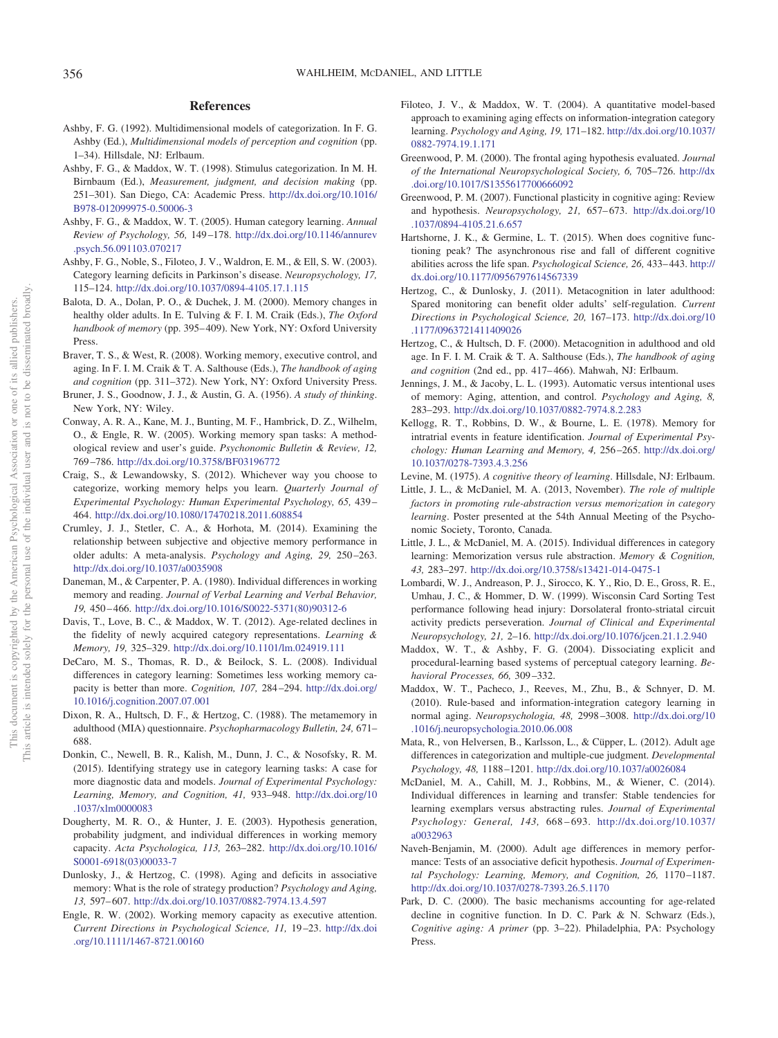## References

Ashby, F. G. (1992). Multidimensional models of categorization. In F. G. Ashby (Ed.), *Multidimensional models of perception and cognition* (pp. 1–34). Hillsdale, NJ: Erlbaum.

Ashby, F. G., & Maddox, W. T. (1998). Stimulus categorization. In M. H. Birnbaum (Ed.), *Measurement, judgment, and decision making* (pp. 251–301). San Diego, CA: Academic Press. http://dx.doi.org/10.1016/B978-012099975-0.50006-3

Ashby, F. G., & Maddox, W. T. (2005). Human category learning. *Annual Review of Psychology, 56,* 149–178. http://dx.doi.org/10.1146/annurev.psych.56.091103.070217

Ashby, F. G., Noble, S., Filoteo, J. V., Waldron, E. M., & Ell, S. W. (2003). Category learning deficits in Parkinson's disease. *Neuropsychology, 17,* 115–124. http://dx.doi.org/10.1037/0894-4105.17.1.115

Balota, D. A., Dolan, P. O., & Duchek, J. M. (2000). Memory changes in healthy older adults. In E. Tulving & F. I. M. Craik (Eds.), *The Oxford handbook of memory* (pp. 395–409). New York, NY: Oxford University Press.

Braver, T. S., & West, R. (2008). Working memory, executive control, and aging. In F. I. M. Craik & T. A. Salthouse (Eds.), *The handbook of aging and cognition* (pp. 311–372). New York, NY: Oxford University Press.

Bruner, J. S., Goodnow, J. J., & Austin, G. A. (1956). *A study of thinking*. New York, NY: Wiley.

Conway, A. R. A., Kane, M. J., Bunting, M. F., Hambrick, D. Z., Wilhelm, O., & Engle, R. W. (2005). Working memory span tasks: A methodological review and user's guide. *Psychonomic Bulletin & Review, 12,* 769–786. http://dx.doi.org/10.3758/BF03196772

Craig, S., & Lewandowsky, S. (2012). Whichever way you choose to categorize, working memory helps you learn. *Quarterly Journal of Experimental Psychology: Human Experimental Psychology, 65,* 439–464. http://dx.doi.org/10.1080/17470218.2011.608854

Crumley, J. J., Stetler, C. A., & Horhota, M. (2014). Examining the relationship between subjective and objective memory performance in older adults: A meta-analysis. *Psychology and Aging, 29,* 250–263. http://dx.doi.org/10.1037/a0035908

Daneman, M., & Carpenter, P. A. (1980). Individual differences in working memory and reading. *Journal of Verbal Learning and Verbal Behavior, 19,* 450–466. http://dx.doi.org/10.1016/S0022-5371(80)90312-6

Davis, T., Love, B. C., & Maddox, W. T. (2012). Age-related declines in the fidelity of newly acquired category representations. *Learning & Memory, 19,* 325–329. http://dx.doi.org/10.1101/lm.024919.111

DeCaro, M. S., Thomas, R. D., & Beilock, S. L. (2008). Individual differences in category learning: Sometimes less working memory capacity is better than more. *Cognition, 107,* 284–294. http://dx.doi.org/10.1016/j.cognition.2007.07.001

Dixon, R. A., Hultsch, D. F., & Hertzog, C. (1988). The metamemory in adulthood (MIA) questionnaire. *Psychopharmacology Bulletin, 24,* 671–688.

Donkin, C., Newell, B. R., Kalish, M., Dunn, J. C., & Nosofsky, R. M. (2015). Identifying strategy use in category learning tasks: A case for more diagnostic data and models. *Journal of Experimental Psychology: Learning, Memory, and Cognition, 41,* 933–948. http://dx.doi.org/10.1037/xlm0000083

Dougherty, M. R. O., & Hunter, J. E. (2003). Hypothesis generation, probability judgment, and individual differences in working memory capacity. *Acta Psychologica, 113,* 263–282. http://dx.doi.org/10.1016/S0001-6918(03)00033-7

Dunlosky, J., & Hertzog, C. (1998). Aging and deficits in associative memory: What is the role of strategy production? *Psychology and Aging, 13,* 597–607. http://dx.doi.org/10.1037/0882-7974.13.4.597

Engle, R. W. (2002). Working memory capacity as executive attention. *Current Directions in Psychological Science, 11,* 19–23. http://dx.doi.org/10.1111/1467-8721.00160

Filoteo, J. V., & Maddox, W. T. (2004). A quantitative model-based approach to examining aging effects on information-integration category learning. *Psychology and Aging, 19,* 171–182. http://dx.doi.org/10.1037/0882-7974.19.1.171

Greenwood, P. M. (2000). The frontal aging hypothesis evaluated. *Journal of the International Neuropsychological Society, 6,* 705–726. http://dx.doi.org/10.1017/S1355617700666092

Greenwood, P. M. (2007). Functional plasticity in cognitive aging: Review and hypothesis. *Neuropsychology, 21,* 657–673. http://dx.doi.org/10.1037/0894-4105.21.6.657

Hartshorne, J. K., & Germine, L. T. (2015). When does cognitive functioning peak? The asynchronous rise and fall of different cognitive abilities across the life span. *Psychological Science, 26,* 433–443. http://dx.doi.org/10.1177/0956797614567339

Hertzog, C., & Dunlosky, J. (2011). Metacognition in later adulthood: Spared monitoring can benefit older adults' self-regulation. *Current Directions in Psychological Science, 20,* 167–173. http://dx.doi.org/10.1177/0963721411409026

Hertzog, C., & Hultsch, D. F. (2000). Metacognition in adulthood and old age. In F. I. M. Craik & T. A. Salthouse (Eds.), *The handbook of aging and cognition* (2nd ed., pp. 417–466). Mahwah, NJ: Erlbaum.

Jennings, J. M., & Jacoby, L. L. (1993). Automatic versus intentional uses of memory: Aging, attention, and control. *Psychology and Aging, 8,* 283–293. http://dx.doi.org/10.1037/0882-7974.8.2.283

Kellogg, R. T., Robbins, D. W., & Bourne, L. E. (1978). Memory for intratrial events in feature identification. *Journal of Experimental Psychology: Human Learning and Memory, 4,* 256–265. http://dx.doi.org/10.1037/0278-7393.4.3.256

Levine, M. (1975). *A cognitive theory of learning*. Hillsdale, NJ: Erlbaum.

Little, J. L., & McDaniel, M. A. (2013, November). *The role of multiple factors in promoting rule-abstraction versus memorization in category learning*. Poster presented at the 54th Annual Meeting of the Psychonomic Society, Toronto, Canada.

Little, J. L., & McDaniel, M. A. (2015). Individual differences in category learning: Memorization versus rule abstraction. *Memory & Cognition, 43,* 283–297. http://dx.doi.org/10.3758/s13421-014-0475-1

Lombardi, W. J., Andreason, P. J., Sirocco, K. Y., Rio, D. E., Gross, R. E., Umhau, J. C., & Hommer, D. W. (1999). Wisconsin Card Sorting Test performance following head injury: Dorsolateral fronto-striatal circuit activity predicts perseveration. *Journal of Clinical and Experimental Neuropsychology, 21,* 2–16. http://dx.doi.org/10.1076/jcen.21.1.2.940

Maddox, W. T., & Ashby, F. G. (2004). Dissociating explicit and procedural-learning based systems of perceptual category learning. *Behavioral Processes, 66,* 309–332.

Maddox, W. T., Pacheco, J., Reeves, M., Zhu, B., & Schnyer, D. M. (2010). Rule-based and information-integration category learning in normal aging. *Neuropsychologia, 48,* 2998–3008. http://dx.doi.org/10.1016/j.neuropsychologia.2010.06.008

Mata, R., von Helversen, B., Karlsson, L., & Cüpper, L. (2012). Adult age differences in categorization and multiple-cue judgment. *Developmental Psychology, 48,* 1188–1201. http://dx.doi.org/10.1037/a0026084

McDaniel, M. A., Cahill, M. J., Robbins, M., & Wiener, C. (2014). Individual differences in learning and transfer: Stable tendencies for learning exemplars versus abstracting rules. *Journal of Experimental Psychology: General, 143,* 668–693. http://dx.doi.org/10.1037/a0032963

Naveh-Benjamin, M. (2000). Adult age differences in memory performance: Tests of an associative deficit hypothesis. *Journal of Experimental Psychology: Learning, Memory, and Cognition, 26,* 1170–1187. http://dx.doi.org/10.1037/0278-7393.26.5.1170

Park, D. C. (2000). The basic mechanisms accounting for age-related decline in cognitive function. In D. C. Park & N. Schwarz (Eds.), *Cognitive aging: A primer* (pp. 3–22). Philadelphia, PA: Psychology Press.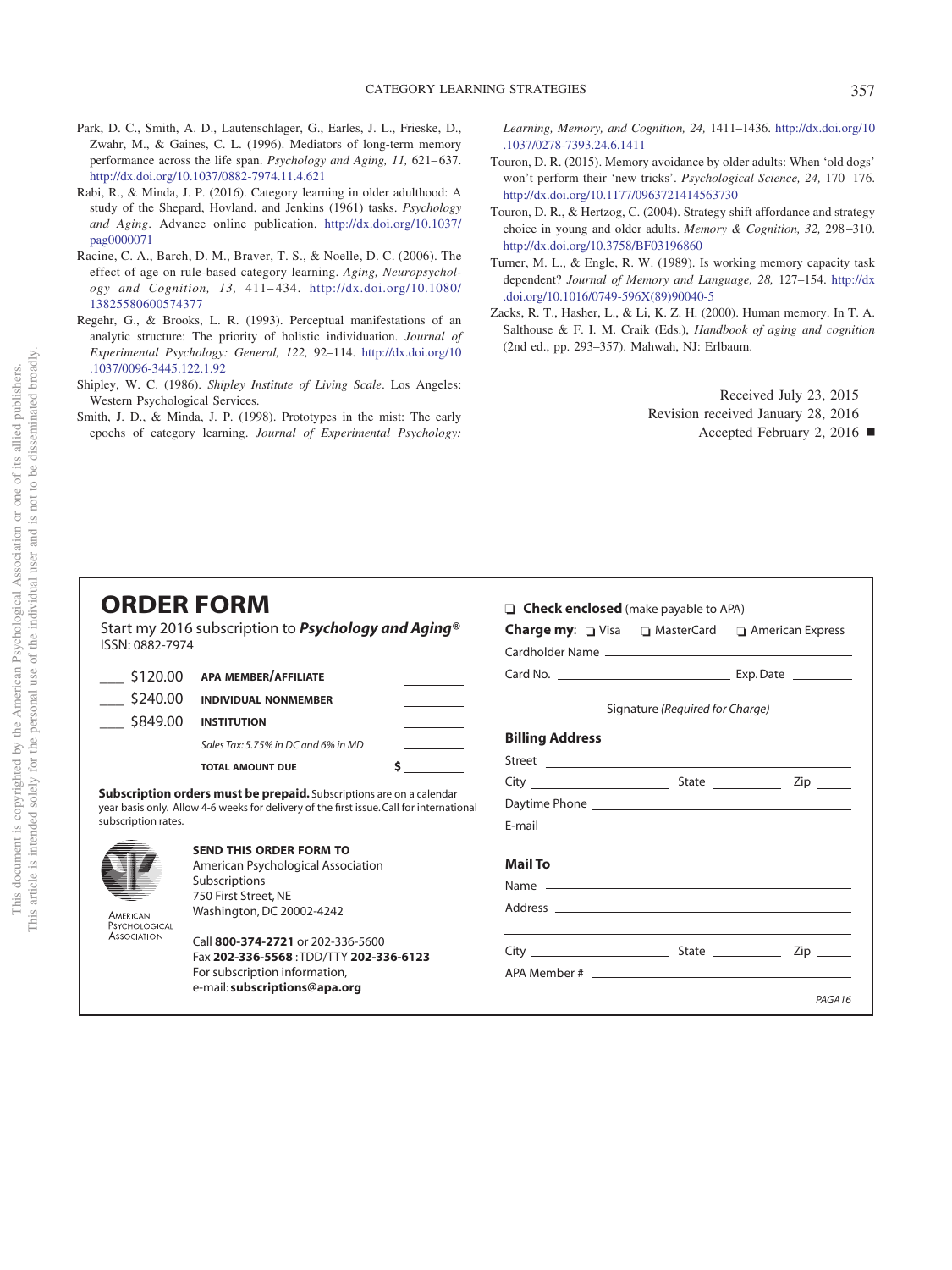Park, D. C., Smith, A. D., Lautenschlager, G., Earles, J. L., Frieske, D., Zwahr, M., & Gaines, C. L. (1996). Mediators of long-term memory performance across the life span. *Psychology and Aging, 11,* 621–637. http://dx.doi.org/10.1037/0882-7974.11.4.621

Rabi, R., & Minda, J. P. (2016). Category learning in older adulthood: A study of the Shepard, Hovland, and Jenkins (1961) tasks. *Psychology and Aging*. Advance online publication. http://dx.doi.org/10.1037/pag0000071

Racine, C. A., Barch, D. M., Braver, T. S., & Noelle, D. C. (2006). The effect of age on rule-based category learning. *Aging, Neuropsychology and Cognition, 13,* 411–434. http://dx.doi.org/10.1080/138255800600574377

Regehr, G., & Brooks, L. R. (1993). Perceptual manifestations of an analytic structure: The priority of holistic individuation. *Journal of Experimental Psychology: General, 122,* 92–114. http://dx.doi.org/10.1037/0096-3445.122.1.92

Shipley, W. C. (1986). *Shipley Institute of Living Scale*. Los Angeles: Western Psychological Services.

Smith, J. D., & Minda, J. P. (1998). Prototypes in the mist: The early epochs of category learning. *Journal of Experimental Psychology: Learning, Memory, and Cognition, 24,* 1411–1436. http://dx.doi.org/10.1037/0278-7393.24.6.1411

Touron, D. R. (2015). Memory avoidance by older adults: When 'old dogs' won't perform their 'new tricks'. *Psychological Science, 24,* 170–176. http://dx.doi.org/10.1177/0963721414563730

Touron, D. R., & Hertzog, C. (2004). Strategy shift affordance and strategy choice in young and older adults. *Memory & Cognition, 32,* 298–310. http://dx.doi.org/10.3758/BF03196860

Turner, M. L., & Engle, R. W. (1989). Is working memory capacity task dependent? *Journal of Memory and Language, 28,* 127–154. http://dx.doi.org/10.1016/0749-596X(89)90040-5

Zacks, R. T., Hasher, L., & Li, K. Z. H. (2000). Human memory. In T. A. Salthouse & F. I. M. Craik (Eds.), *Handbook of aging and cognition* (2nd ed., pp. 293–357). Mahwah, NJ: Erlbaum.

Received July 23, 2015
Revision received January 28, 2016
Accepted February 2, 2016 ■

# ORDER FORM

Start my 2016 subscription to ***Psychology and Aging***®
ISSN: 0882-7974

| | | | |
|---|---|---|---|
| ___ | $120.00 | **APA MEMBER/AFFILIATE** | _______ |
| ___ | $240.00 | **INDIVIDUAL NONMEMBER** | _______ |
| ___ | $849.00 | **INSTITUTION** | _______ |
| | | *Sales Tax: 5.75% in DC and 6% in MD* | _______ |
| | | **TOTAL AMOUNT DUE** | $ _______ |

**Subscription orders must be prepaid.** Subscriptions are on a calendar year basis only. Allow 4-6 weeks for delivery of the first issue. Call for international subscription rates.

American Psychological Association

**SEND THIS ORDER FORM TO**
American Psychological Association
Subscriptions
750 First Street, NE
Washington, DC 20002-4242

Call **800-374-2721** or 202-336-5600
Fax **202-336-5568** : TDD/TTY **202-336-6123**
For subscription information,
e-mail: **subscriptions@apa.org**

❑ **Check enclosed** (make payable to APA)

**Charge my**: ❑ Visa ❑ MasterCard ❑ American Express

Cardholder Name ______________________

Card No. ______________________ Exp. Date __________

______________________
Signature *(Required for Charge)*

**Billing Address**

Street ______________________

City ______________ State __________ Zip _____

Daytime Phone ______________________

E-mail ______________________

**Mail To**

Name ______________________

Address ______________________

______________________

City ______________ State __________ Zip _____

APA Member # ______________________

*PAGA16*